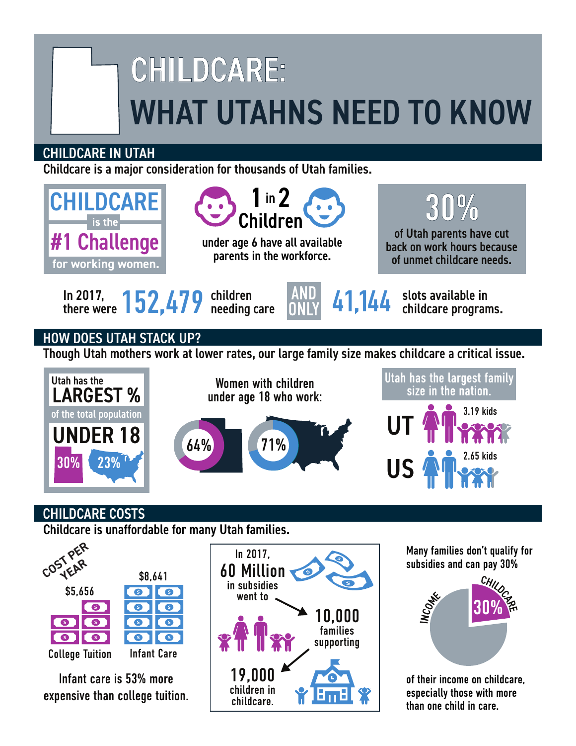# CHILDCARE: WHAT UTAHNS NEED TO KNOW

## CHILDCARE IN UTAH

Childcare is a major consideration for thousands of Utah families.

**CHILDCARE** is the **#1 Challenge** for working women.

**1 in 2 Children** under age 6 have all available parents in the workforce.

**30%** of Utah parents have cut back on work hours because of unmet childcare needs.

In 2017, there were **152,479** children needing care AND ONLY **41,144** slots available in childcare programs.

## HOW DOES UTAH STACK UP?

Though Utah mothers work at lower rates, our large family size makes childcare a critical issue.

Utah has the **LARGEST %** of the total population **UNDER 18**

- Utah: 30%
- US: 23%

Women with children under age 18 who work:

- Utah: 64%
- US: 71%

Utah has the largest family size in the nation.

- UT: 3.19 kids
- US: 2.65 kids

## CHILDCARE COSTS

Childcare is unaffordable for many Utah families.

COST PER YEAR

- College Tuition: $5,656
- Infant Care: $8,641

Infant care is 53% more expensive than college tuition.

In 2017, **60 Million** in subsidies went to **10,000** families supporting **19,000** children in childcare.

Many families don't qualify for subsidies and can pay 30% of their income on childcare, especially those with more than one child in care.

- INCOME
- CHILDCARE: 30%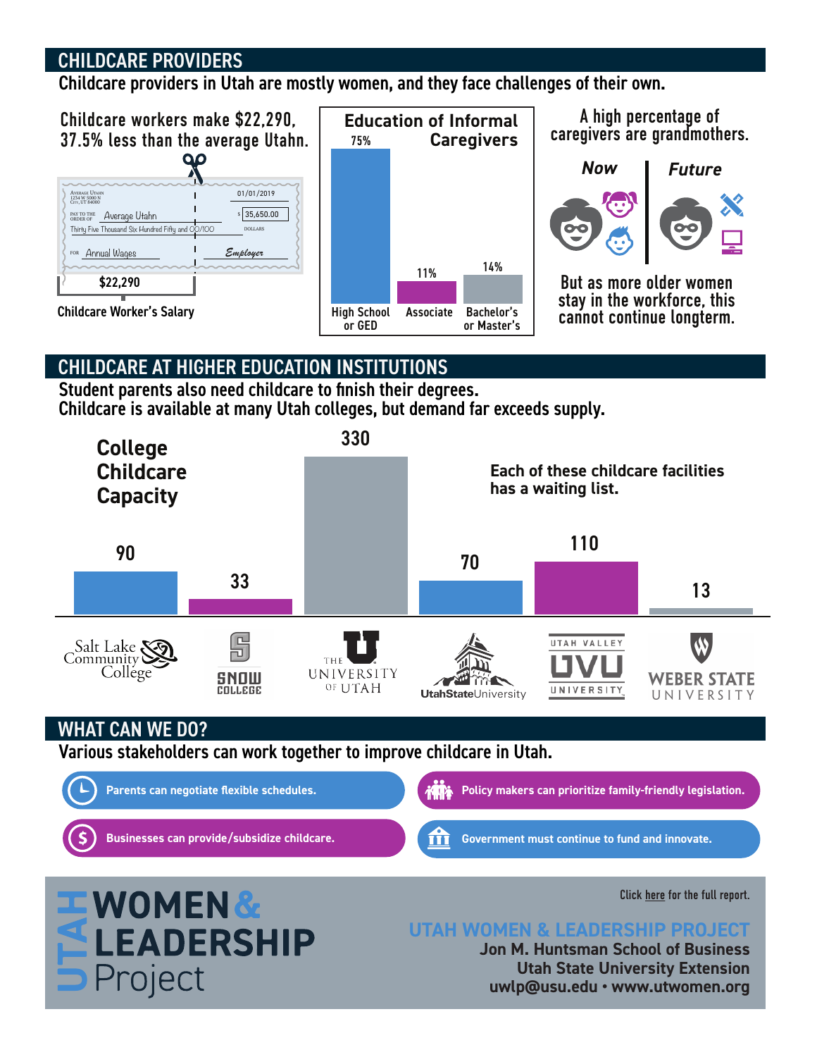## CHILDCARE PROVIDERS

Childcare providers in Utah are mostly women, and they face challenges of their own.

Childcare workers make $22,290, 37.5% less than the average Utahn.

Average Utahn
1234 W 5000 N
City, UT 84000
01/01/2019
Pay to the order of Average Utahn
$ 35,650.00
Thirty Five Thousand Six Hundred Fifty and 00/100 Dollars
For Annual Wages
Employer

$22,290

Childcare Worker's Salary

**Education of Informal Caregivers**

75%
High School or GED

11%
Associate

14%
Bachelor's or Master's

A high percentage of caregivers are grandmothers.

*Now*

*Future*

But as more older women stay in the workforce, this cannot continue longterm.

## CHILDCARE AT HIGHER EDUCATION INSTITUTIONS

Student parents also need childcare to finish their degrees.
Childcare is available at many Utah colleges, but demand far exceeds supply.

**College Childcare Capacity**

Each of these childcare facilities has a waiting list.

90
Salt Lake Community College

33
Snow College

330
The University of Utah

70
Utah State University

110
Utah Valley University

13
Weber State University

## WHAT CAN WE DO?

Various stakeholders can work together to improve childcare in Utah.

- Parents can negotiate flexible schedules.
- Policy makers can prioritize family-friendly legislation.
- Businesses can provide/subsidize childcare.
- Government must continue to fund and innovate.

UTAH WOMEN & LEADERSHIP Project

Click here for the full report.

**UTAH WOMEN & LEADERSHIP PROJECT**
**Jon M. Huntsman School of Business**
**Utah State University Extension**
**uwlp@usu.edu • www.utwomen.org**